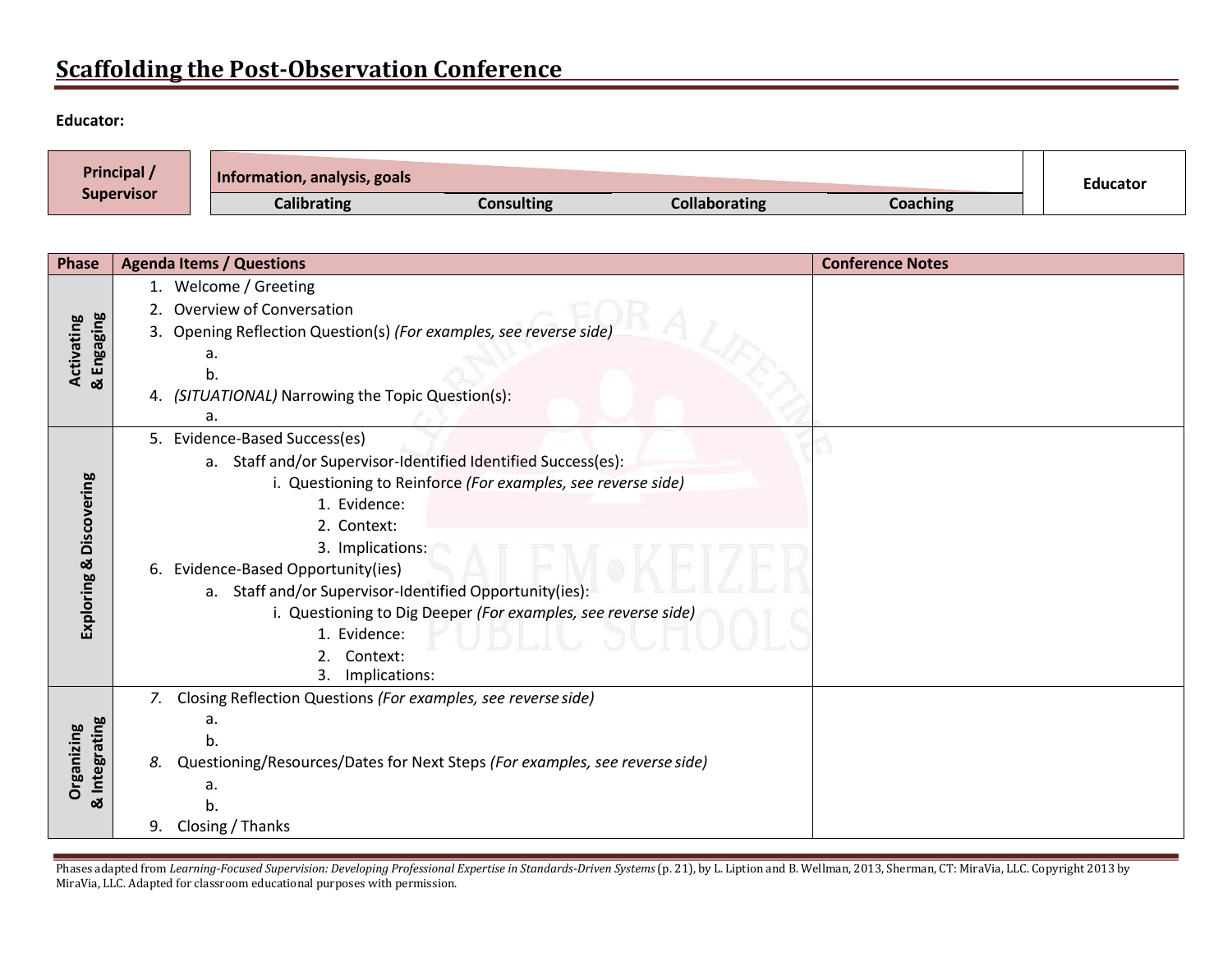# Scaffolding the Post-Observation Conference

**Educator:**

| Principal / Supervisor | Information, analysis, goals | | | | Educator |
|---|---|---|---|---|---|
| | Calibrating | Consulting | Collaborating | Coaching | |

| Phase | Agenda Items / Questions | Conference Notes |
|---|---|---|
| Activating & Engaging | 1. Welcome / Greeting<br>2. Overview of Conversation<br>3. Opening Reflection Question(s) *(For examples, see reverse side)*<br>&nbsp;&nbsp;&nbsp;&nbsp;a.<br>&nbsp;&nbsp;&nbsp;&nbsp;b.<br>4. *(SITUATIONAL)* Narrowing the Topic Question(s):<br>&nbsp;&nbsp;&nbsp;&nbsp;a. | |
| Exploring & Discovering | 5. Evidence-Based Success(es)<br>&nbsp;&nbsp;&nbsp;&nbsp;a. Staff and/or Supervisor-Identified Identified Success(es):<br>&nbsp;&nbsp;&nbsp;&nbsp;&nbsp;&nbsp;&nbsp;&nbsp;i. Questioning to Reinforce *(For examples, see reverse side)*<br>&nbsp;&nbsp;&nbsp;&nbsp;&nbsp;&nbsp;&nbsp;&nbsp;&nbsp;&nbsp;&nbsp;&nbsp;1. Evidence:<br>&nbsp;&nbsp;&nbsp;&nbsp;&nbsp;&nbsp;&nbsp;&nbsp;&nbsp;&nbsp;&nbsp;&nbsp;2. Context:<br>&nbsp;&nbsp;&nbsp;&nbsp;&nbsp;&nbsp;&nbsp;&nbsp;&nbsp;&nbsp;&nbsp;&nbsp;3. Implications:<br>6. Evidence-Based Opportunity(ies)<br>&nbsp;&nbsp;&nbsp;&nbsp;a. Staff and/or Supervisor-Identified Opportunity(ies):<br>&nbsp;&nbsp;&nbsp;&nbsp;&nbsp;&nbsp;&nbsp;&nbsp;i. Questioning to Dig Deeper *(For examples, see reverse side)*<br>&nbsp;&nbsp;&nbsp;&nbsp;&nbsp;&nbsp;&nbsp;&nbsp;&nbsp;&nbsp;&nbsp;&nbsp;1. Evidence:<br>&nbsp;&nbsp;&nbsp;&nbsp;&nbsp;&nbsp;&nbsp;&nbsp;&nbsp;&nbsp;&nbsp;&nbsp;2. Context:<br>&nbsp;&nbsp;&nbsp;&nbsp;&nbsp;&nbsp;&nbsp;&nbsp;&nbsp;&nbsp;&nbsp;&nbsp;3. Implications: | |
| Organizing & Integrating | *7.* Closing Reflection Questions *(For examples, see reverse side)*<br>&nbsp;&nbsp;&nbsp;&nbsp;a.<br>&nbsp;&nbsp;&nbsp;&nbsp;b.<br>*8.* Questioning/Resources/Dates for Next Steps *(For examples, see reverse side)*<br>&nbsp;&nbsp;&nbsp;&nbsp;a.<br>&nbsp;&nbsp;&nbsp;&nbsp;b.<br>9. Closing / Thanks | |

Phases adapted from *Learning-Focused Supervision: Developing Professional Expertise in Standards-Driven Systems* (p. 21), by L. Liption and B. Wellman, 2013, Sherman, CT: MiraVia, LLC. Copyright 2013 by MiraVia, LLC. Adapted for classroom educational purposes with permission.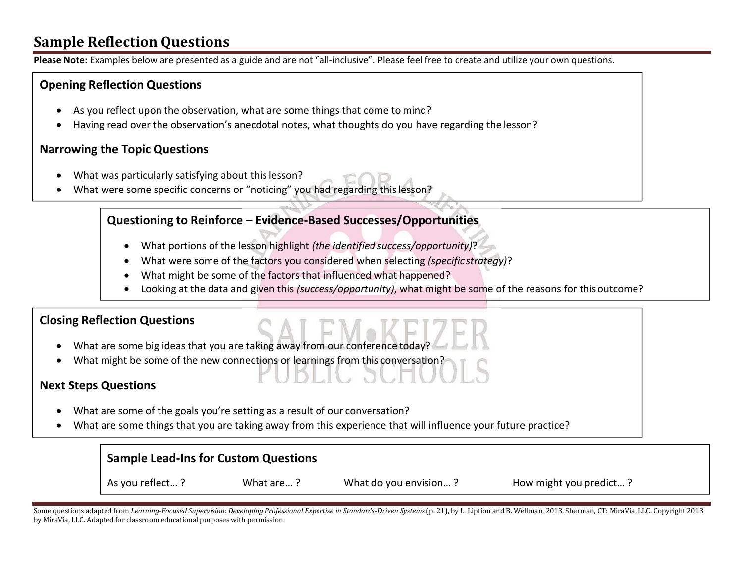## Sample Reflection Questions

**Please Note:** Examples below are presented as a guide and are not “all-inclusive”. Please feel free to create and utilize your own questions.

### Opening Reflection Questions

- As you reflect upon the observation, what are some things that come to mind?
- Having read over the observation’s anecdotal notes, what thoughts do you have regarding the lesson?

### Narrowing the Topic Questions

- What was particularly satisfying about this lesson?
- What were some specific concerns or “noticing” you had regarding this lesson?

### Questioning to Reinforce – Evidence-Based Successes/Opportunities

- What portions of the lesson highlight *(the identified success/opportunity)*?
- What were some of the factors you considered when selecting *(specific strategy)*?
- What might be some of the factors that influenced what happened?
- Looking at the data and given this *(success/opportunity)*, what might be some of the reasons for this outcome?

### Closing Reflection Questions

- What are some big ideas that you are taking away from our conference today?
- What might be some of the new connections or learnings from this conversation?

### Next Steps Questions

- What are some of the goals you’re setting as a result of our conversation?
- What are some things that you are taking away from this experience that will influence your future practice?

### Sample Lead-Ins for Custom Questions

As you reflect… ? What are… ? What do you envision… ? How might you predict… ?

Some questions adapted from *Learning-Focused Supervision: Developing Professional Expertise in Standards-Driven Systems* (p. 21), by L. Liption and B. Wellman, 2013, Sherman, CT: MiraVia, LLC. Copyright 2013 by MiraVia, LLC. Adapted for classroom educational purposes with permission.